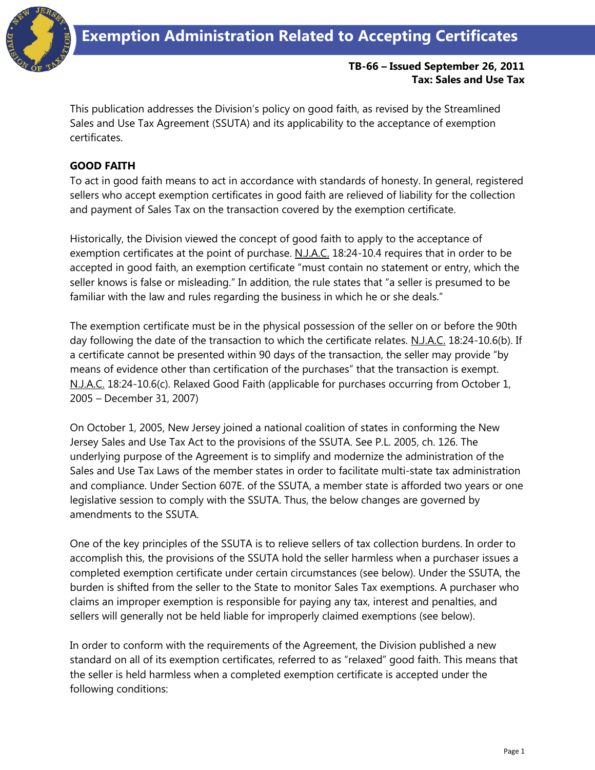# Exemption Administration Related to Accepting Certificates

**TB-66 – Issued September 26, 2011**
**Tax: Sales and Use Tax**

This publication addresses the Division's policy on good faith, as revised by the Streamlined Sales and Use Tax Agreement (SSUTA) and its applicability to the acceptance of exemption certificates.

**GOOD FAITH**

To act in good faith means to act in accordance with standards of honesty. In general, registered sellers who accept exemption certificates in good faith are relieved of liability for the collection and payment of Sales Tax on the transaction covered by the exemption certificate.

Historically, the Division viewed the concept of good faith to apply to the acceptance of exemption certificates at the point of purchase. N.J.A.C. 18:24-10.4 requires that in order to be accepted in good faith, an exemption certificate "must contain no statement or entry, which the seller knows is false or misleading." In addition, the rule states that "a seller is presumed to be familiar with the law and rules regarding the business in which he or she deals."

The exemption certificate must be in the physical possession of the seller on or before the 90th day following the date of the transaction to which the certificate relates. N.J.A.C. 18:24-10.6(b). If a certificate cannot be presented within 90 days of the transaction, the seller may provide "by means of evidence other than certification of the purchases" that the transaction is exempt. N.J.A.C. 18:24-10.6(c). Relaxed Good Faith (applicable for purchases occurring from October 1, 2005 – December 31, 2007)

On October 1, 2005, New Jersey joined a national coalition of states in conforming the New Jersey Sales and Use Tax Act to the provisions of the SSUTA. See P.L. 2005, ch. 126. The underlying purpose of the Agreement is to simplify and modernize the administration of the Sales and Use Tax Laws of the member states in order to facilitate multi-state tax administration and compliance. Under Section 607E. of the SSUTA, a member state is afforded two years or one legislative session to comply with the SSUTA. Thus, the below changes are governed by amendments to the SSUTA.

One of the key principles of the SSUTA is to relieve sellers of tax collection burdens. In order to accomplish this, the provisions of the SSUTA hold the seller harmless when a purchaser issues a completed exemption certificate under certain circumstances (see below). Under the SSUTA, the burden is shifted from the seller to the State to monitor Sales Tax exemptions. A purchaser who claims an improper exemption is responsible for paying any tax, interest and penalties, and sellers will generally not be held liable for improperly claimed exemptions (see below).

In order to conform with the requirements of the Agreement, the Division published a new standard on all of its exemption certificates, referred to as "relaxed" good faith. This means that the seller is held harmless when a completed exemption certificate is accepted under the following conditions: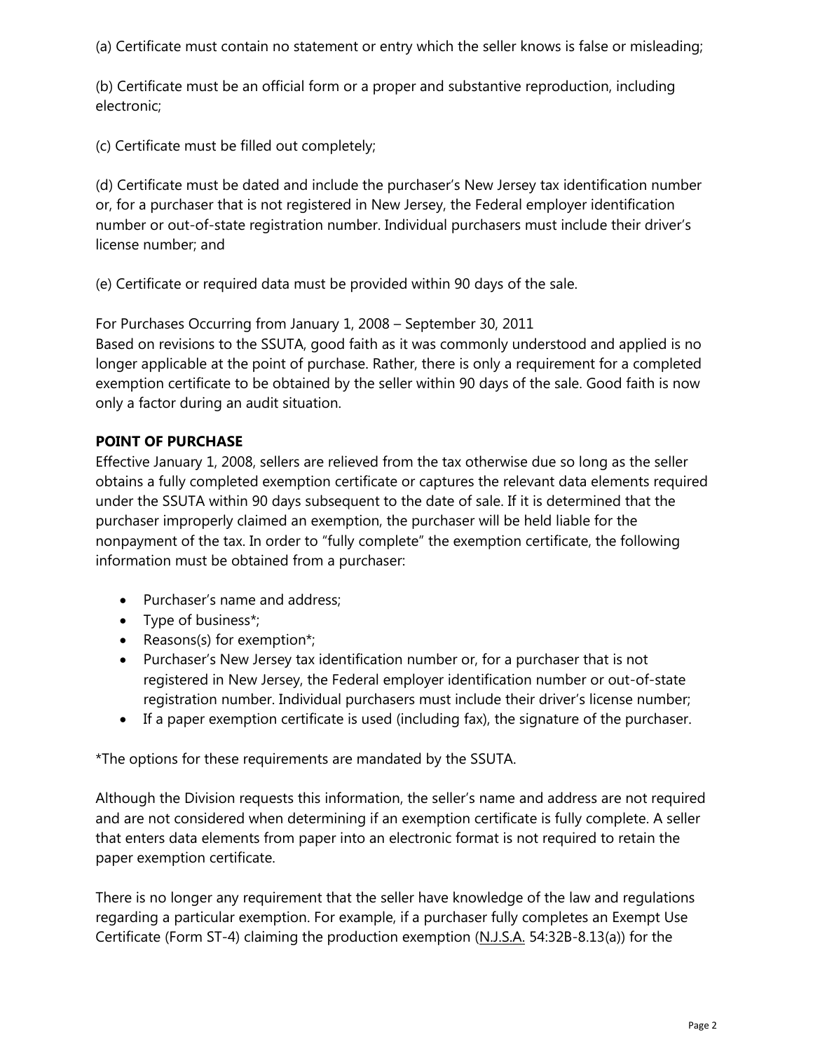(a) Certificate must contain no statement or entry which the seller knows is false or misleading;

(b) Certificate must be an official form or a proper and substantive reproduction, including electronic;

(c) Certificate must be filled out completely;

(d) Certificate must be dated and include the purchaser's New Jersey tax identification number or, for a purchaser that is not registered in New Jersey, the Federal employer identification number or out-of-state registration number. Individual purchasers must include their driver's license number; and

(e) Certificate or required data must be provided within 90 days of the sale.

For Purchases Occurring from January 1, 2008 – September 30, 2011
Based on revisions to the SSUTA, good faith as it was commonly understood and applied is no longer applicable at the point of purchase. Rather, there is only a requirement for a completed exemption certificate to be obtained by the seller within 90 days of the sale. Good faith is now only a factor during an audit situation.

**POINT OF PURCHASE**

Effective January 1, 2008, sellers are relieved from the tax otherwise due so long as the seller obtains a fully completed exemption certificate or captures the relevant data elements required under the SSUTA within 90 days subsequent to the date of sale. If it is determined that the purchaser improperly claimed an exemption, the purchaser will be held liable for the nonpayment of the tax. In order to "fully complete" the exemption certificate, the following information must be obtained from a purchaser:

- Purchaser's name and address;
- Type of business*;
- Reasons(s) for exemption*;
- Purchaser's New Jersey tax identification number or, for a purchaser that is not registered in New Jersey, the Federal employer identification number or out-of-state registration number. Individual purchasers must include their driver's license number;
- If a paper exemption certificate is used (including fax), the signature of the purchaser.

*The options for these requirements are mandated by the SSUTA.

Although the Division requests this information, the seller's name and address are not required and are not considered when determining if an exemption certificate is fully complete. A seller that enters data elements from paper into an electronic format is not required to retain the paper exemption certificate.

There is no longer any requirement that the seller have knowledge of the law and regulations regarding a particular exemption. For example, if a purchaser fully completes an Exempt Use Certificate (Form ST-4) claiming the production exemption (N.J.S.A. 54:32B-8.13(a)) for the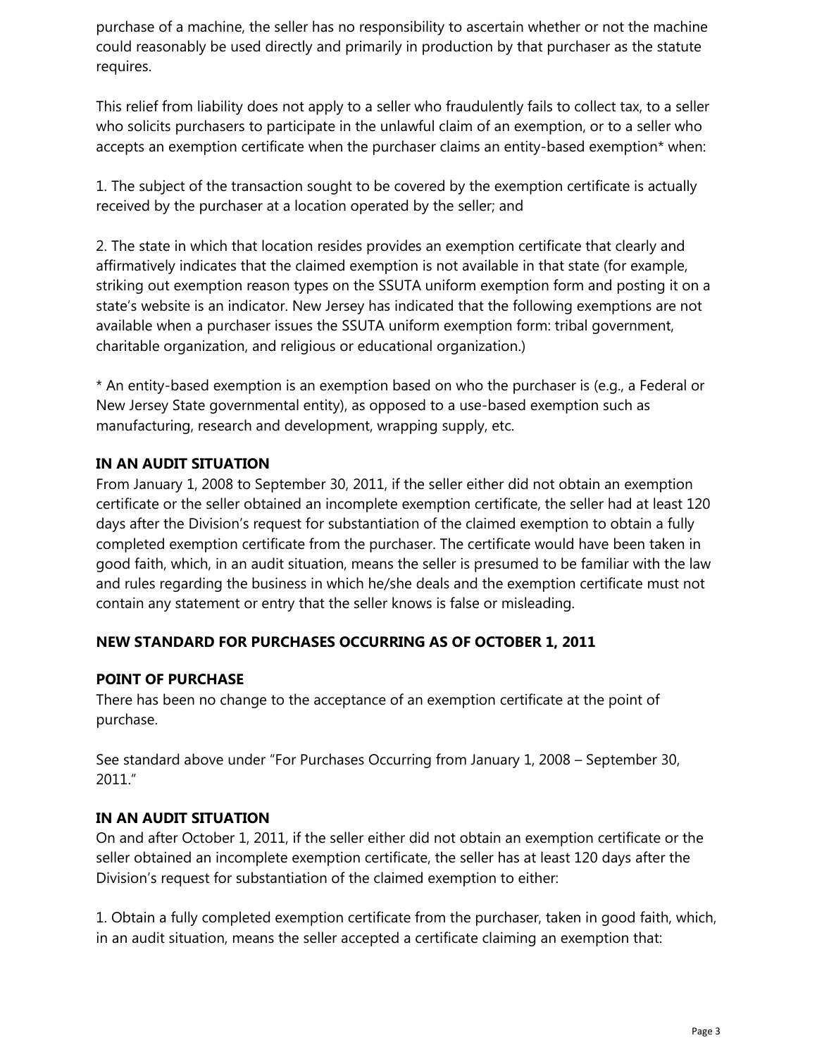purchase of a machine, the seller has no responsibility to ascertain whether or not the machine could reasonably be used directly and primarily in production by that purchaser as the statute requires.

This relief from liability does not apply to a seller who fraudulently fails to collect tax, to a seller who solicits purchasers to participate in the unlawful claim of an exemption, or to a seller who accepts an exemption certificate when the purchaser claims an entity-based exemption* when:

1. The subject of the transaction sought to be covered by the exemption certificate is actually received by the purchaser at a location operated by the seller; and

2. The state in which that location resides provides an exemption certificate that clearly and affirmatively indicates that the claimed exemption is not available in that state (for example, striking out exemption reason types on the SSUTA uniform exemption form and posting it on a state's website is an indicator. New Jersey has indicated that the following exemptions are not available when a purchaser issues the SSUTA uniform exemption form: tribal government, charitable organization, and religious or educational organization.)

* An entity-based exemption is an exemption based on who the purchaser is (e.g., a Federal or New Jersey State governmental entity), as opposed to a use-based exemption such as manufacturing, research and development, wrapping supply, etc.

**IN AN AUDIT SITUATION**

From January 1, 2008 to September 30, 2011, if the seller either did not obtain an exemption certificate or the seller obtained an incomplete exemption certificate, the seller had at least 120 days after the Division's request for substantiation of the claimed exemption to obtain a fully completed exemption certificate from the purchaser. The certificate would have been taken in good faith, which, in an audit situation, means the seller is presumed to be familiar with the law and rules regarding the business in which he/she deals and the exemption certificate must not contain any statement or entry that the seller knows is false or misleading.

**NEW STANDARD FOR PURCHASES OCCURRING AS OF OCTOBER 1, 2011**

**POINT OF PURCHASE**

There has been no change to the acceptance of an exemption certificate at the point of purchase.

See standard above under "For Purchases Occurring from January 1, 2008 – September 30, 2011."

**IN AN AUDIT SITUATION**

On and after October 1, 2011, if the seller either did not obtain an exemption certificate or the seller obtained an incomplete exemption certificate, the seller has at least 120 days after the Division's request for substantiation of the claimed exemption to either:

1. Obtain a fully completed exemption certificate from the purchaser, taken in good faith, which, in an audit situation, means the seller accepted a certificate claiming an exemption that: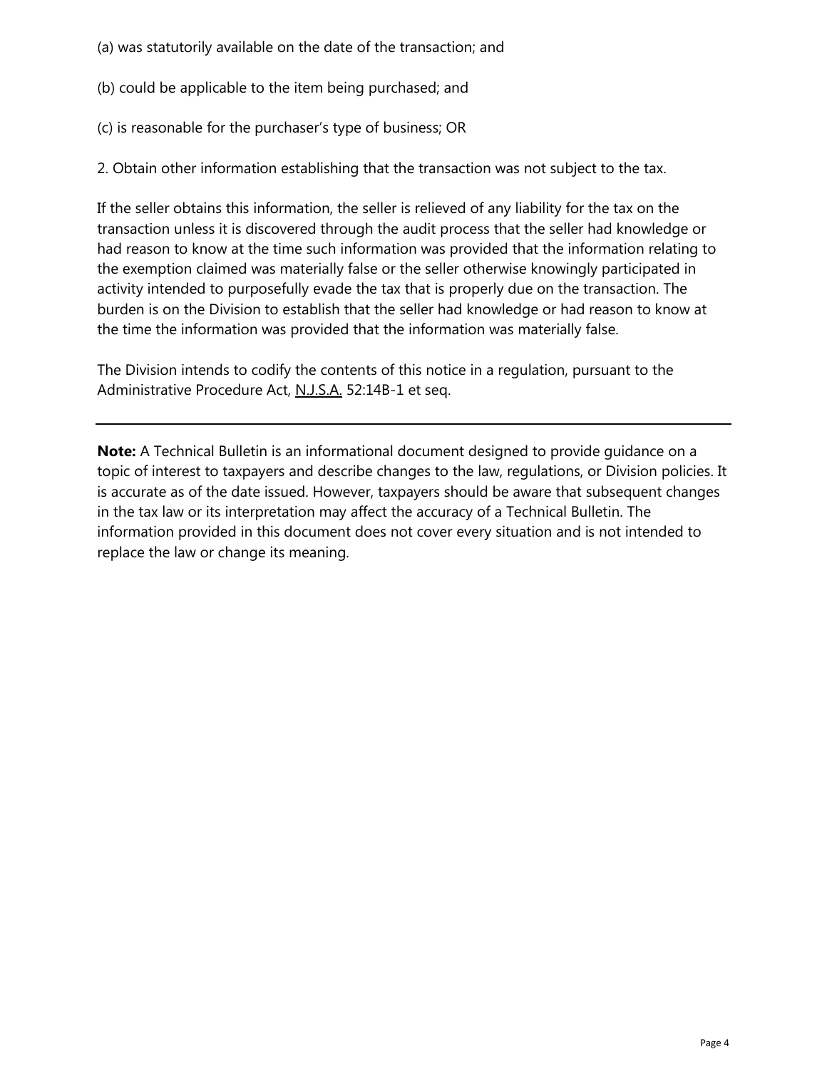(a) was statutorily available on the date of the transaction; and

(b) could be applicable to the item being purchased; and

(c) is reasonable for the purchaser's type of business; OR

2. Obtain other information establishing that the transaction was not subject to the tax.

If the seller obtains this information, the seller is relieved of any liability for the tax on the transaction unless it is discovered through the audit process that the seller had knowledge or had reason to know at the time such information was provided that the information relating to the exemption claimed was materially false or the seller otherwise knowingly participated in activity intended to purposefully evade the tax that is properly due on the transaction. The burden is on the Division to establish that the seller had knowledge or had reason to know at the time the information was provided that the information was materially false.

The Division intends to codify the contents of this notice in a regulation, pursuant to the Administrative Procedure Act, N.J.S.A. 52:14B-1 et seq.

---

**Note:** A Technical Bulletin is an informational document designed to provide guidance on a topic of interest to taxpayers and describe changes to the law, regulations, or Division policies. It is accurate as of the date issued. However, taxpayers should be aware that subsequent changes in the tax law or its interpretation may affect the accuracy of a Technical Bulletin. The information provided in this document does not cover every situation and is not intended to replace the law or change its meaning.